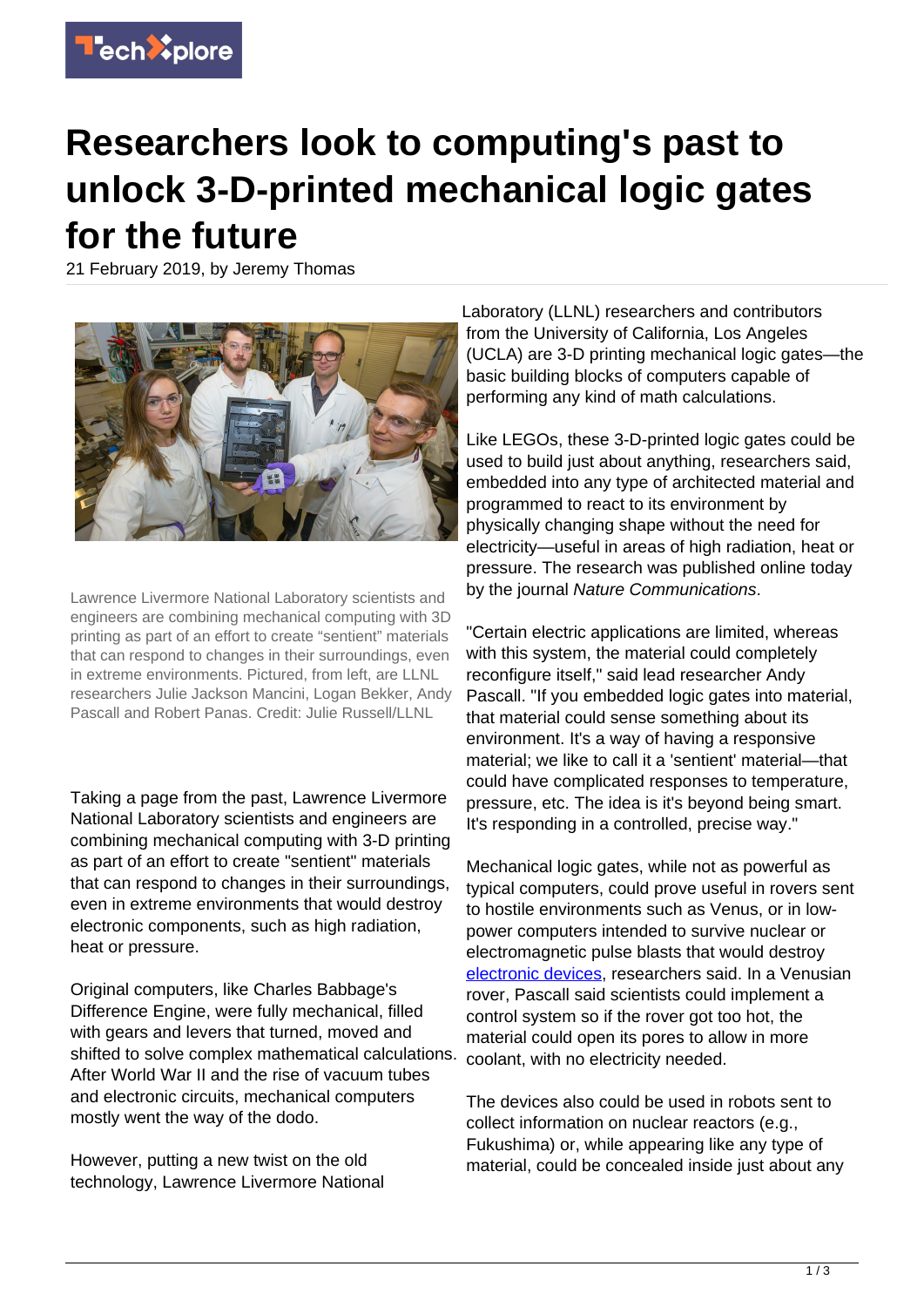# Researchers look to computing's past to unlock 3-D-printed mechanical logic gates for the future

21 February 2019, by Jeremy Thomas

Lawrence Livermore National Laboratory scientists and engineers are combining mechanical computing with 3D printing as part of an effort to create "sentient" materials that can respond to changes in their surroundings, even in extreme environments. Pictured, from left, are LLNL researchers Julie Jackson Mancini, Logan Bekker, Andy Pascall and Robert Panas. Credit: Julie Russell/LLNL

Taking a page from the past, Lawrence Livermore National Laboratory scientists and engineers are combining mechanical computing with 3-D printing as part of an effort to create "sentient" materials that can respond to changes in their surroundings, even in extreme environments that would destroy electronic components, such as high radiation, heat or pressure.

Original computers, like Charles Babbage's Difference Engine, were fully mechanical, filled with gears and levers that turned, moved and shifted to solve complex mathematical calculations. After World War II and the rise of vacuum tubes and electronic circuits, mechanical computers mostly went the way of the dodo.

However, putting a new twist on the old technology, Lawrence Livermore National Laboratory (LLNL) researchers and contributors from the University of California, Los Angeles (UCLA) are 3-D printing mechanical logic gates—the basic building blocks of computers capable of performing any kind of math calculations.

Like LEGOs, these 3-D-printed logic gates could be used to build just about anything, researchers said, embedded into any type of architected material and programmed to react to its environment by physically changing shape without the need for electricity—useful in areas of high radiation, heat or pressure. The research was published online today by the journal *Nature Communications*.

"Certain electric applications are limited, whereas with this system, the material could completely reconfigure itself," said lead researcher Andy Pascall. "If you embedded logic gates into material, that material could sense something about its environment. It's a way of having a responsive material; we like to call it a 'sentient' material—that could have complicated responses to temperature, pressure, etc. The idea is it's beyond being smart. It's responding in a controlled, precise way."

Mechanical logic gates, while not as powerful as typical computers, could prove useful in rovers sent to hostile environments such as Venus, or in low-power computers intended to survive nuclear or electromagnetic pulse blasts that would destroy electronic devices, researchers said. In a Venusian rover, Pascall said scientists could implement a control system so if the rover got too hot, the material could open its pores to allow in more coolant, with no electricity needed.

The devices also could be used in robots sent to collect information on nuclear reactors (e.g., Fukushima) or, while appearing like any type of material, could be concealed inside just about any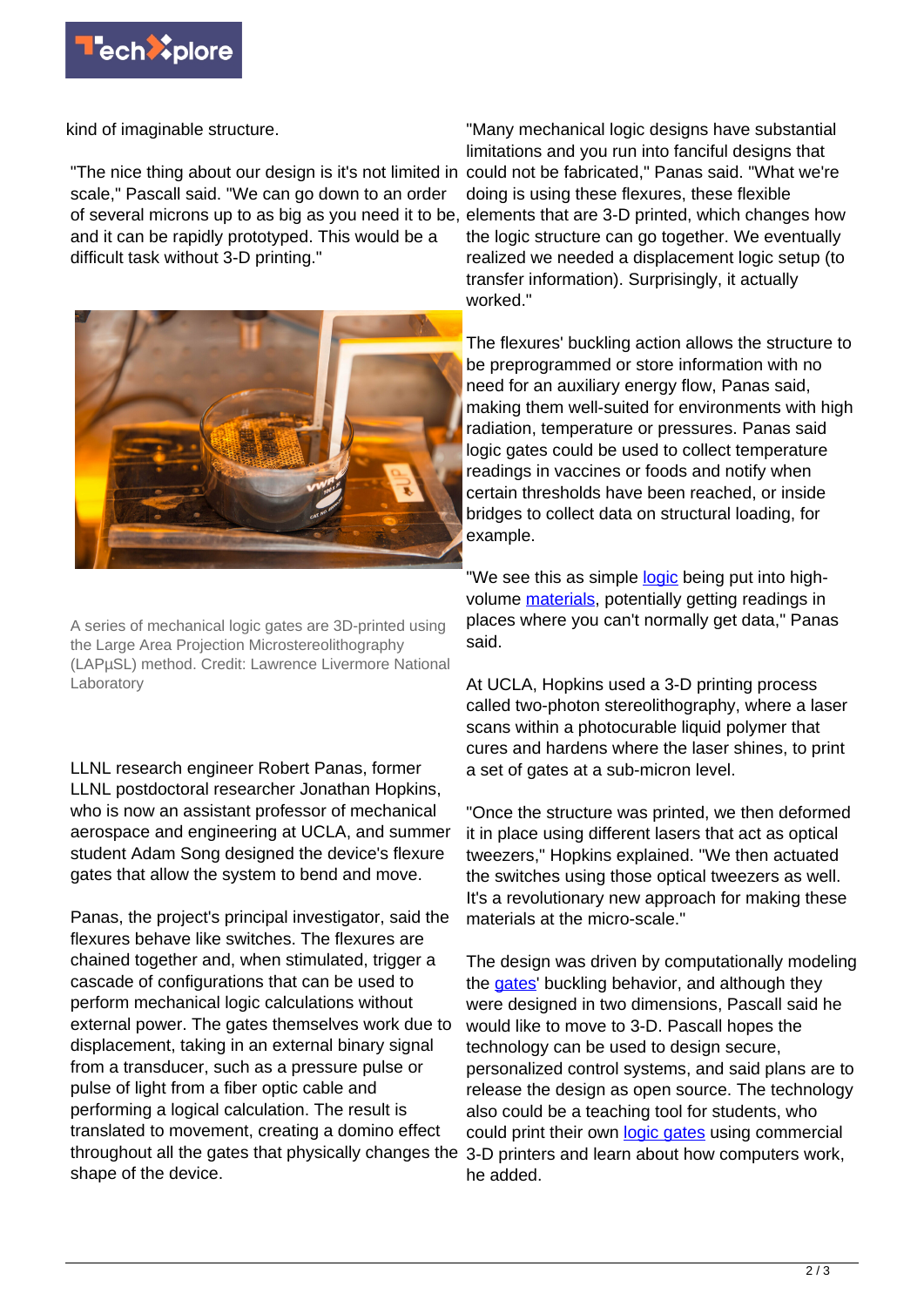kind of imaginable structure.

"The nice thing about our design is it's not limited in scale," Pascall said. "We can go down to an order of several microns up to as big as you need it to be, and it can be rapidly prototyped. This would be a difficult task without 3-D printing."

A series of mechanical logic gates are 3D-printed using the Large Area Projection Microstereolithography (LAPµSL) method. Credit: Lawrence Livermore National Laboratory

LLNL research engineer Robert Panas, former LLNL postdoctoral researcher Jonathan Hopkins, who is now an assistant professor of mechanical aerospace and engineering at UCLA, and summer student Adam Song designed the device's flexure gates that allow the system to bend and move.

Panas, the project's principal investigator, said the flexures behave like switches. The flexures are chained together and, when stimulated, trigger a cascade of configurations that can be used to perform mechanical logic calculations without external power. The gates themselves work due to displacement, taking in an external binary signal from a transducer, such as a pressure pulse or pulse of light from a fiber optic cable and performing a logical calculation. The result is translated to movement, creating a domino effect throughout all the gates that physically changes the shape of the device.

"Many mechanical logic designs have substantial limitations and you run into fanciful designs that could not be fabricated," Panas said. "What we're doing is using these flexures, these flexible elements that are 3-D printed, which changes how the logic structure can go together. We eventually realized we needed a displacement logic setup (to transfer information). Surprisingly, it actually worked."

The flexures' buckling action allows the structure to be preprogrammed or store information with no need for an auxiliary energy flow, Panas said, making them well-suited for environments with high radiation, temperature or pressures. Panas said logic gates could be used to collect temperature readings in vaccines or foods and notify when certain thresholds have been reached, or inside bridges to collect data on structural loading, for example.

"We see this as simple logic being put into high-volume materials, potentially getting readings in places where you can't normally get data," Panas said.

At UCLA, Hopkins used a 3-D printing process called two-photon stereolithography, where a laser scans within a photocurable liquid polymer that cures and hardens where the laser shines, to print a set of gates at a sub-micron level.

"Once the structure was printed, we then deformed it in place using different lasers that act as optical tweezers," Hopkins explained. "We then actuated the switches using those optical tweezers as well. It's a revolutionary new approach for making these materials at the micro-scale."

The design was driven by computationally modeling the gates' buckling behavior, and although they were designed in two dimensions, Pascall said he would like to move to 3-D. Pascall hopes the technology can be used to design secure, personalized control systems, and said plans are to release the design as open source. The technology also could be a teaching tool for students, who could print their own logic gates using commercial 3-D printers and learn about how computers work, he added.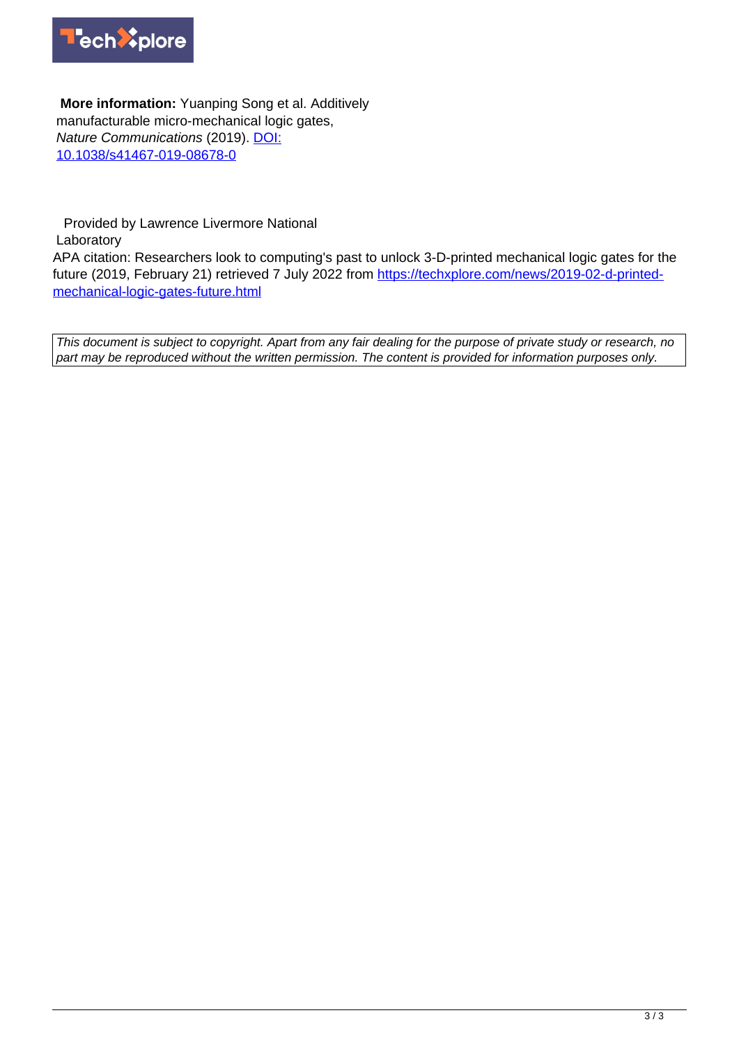**More information:** Yuanping Song et al. Additively manufacturable micro-mechanical logic gates, *Nature Communications* (2019). [DOI: 10.1038/s41467-019-08678-0](https://doi.org/10.1038/s41467-019-08678-0)

Provided by Lawrence Livermore National Laboratory

APA citation: Researchers look to computing's past to unlock 3-D-printed mechanical logic gates for the future (2019, February 21) retrieved 7 July 2022 from [https://techxplore.com/news/2019-02-d-printed-mechanical-logic-gates-future.html](https://techxplore.com/news/2019-02-d-printed-mechanical-logic-gates-future.html)

*This document is subject to copyright. Apart from any fair dealing for the purpose of private study or research, no part may be reproduced without the written permission. The content is provided for information purposes only.*